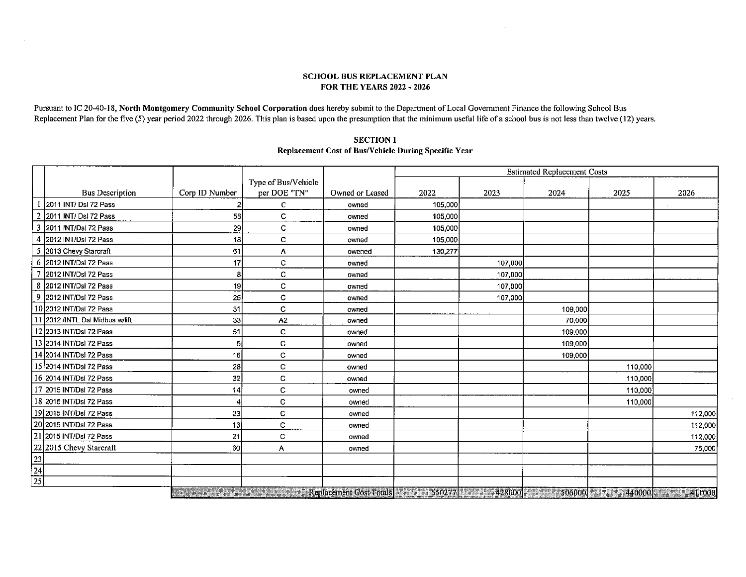**SCHOOL BUS REPLACEMENT PLAN**
**FOR THE YEARS 2022 - 2026**

Pursuant to IC 20-40-18, **North Montgomery Community School Corporation** does hereby submit to the Department of Local Government Finance the following School Bus Replacement Plan for the five (5) year period 2022 through 2026. This plan is based upon the presumption that the minimum useful life of a school bus is not less than twelve (12) years.

**SECTION I**
**Replacement Cost of Bus/Vehicle During Specific Year**

| | Bus Description | Corp ID Number | Type of Bus/Vehicle per DOE "TN" | Owned or Leased | Estimated Replacement Costs | | | | |
|---|---|---|---|---|---|---|---|---|---|
| | | | | | 2022 | 2023 | 2024 | 2025 | 2026 |
| 1 | 2011 INT/ Dsl 72 Pass | 2 | C | owned | 105,000 | | | | |
| 2 | 2011 INT/ Dsl 72 Pass | 58 | C | owned | 105,000 | | | | |
| 3 | 2011 INT/Dsl 72 Pass | 29 | C | owned | 105,000 | | | | |
| 4 | 2012 INT/Dsl 72 Pass | 18 | C | owned | 105,000 | | | | |
| 5 | 2013 Chevy Starcraft | 61 | A | owened | 130,277 | | | | |
| 6 | 2012 INT/Dsl 72 Pass | 17 | C | owned | | 107,000 | | | |
| 7 | 2012 INT/Dsl 72 Pass | 8 | C | owned | | 107,000 | | | |
| 8 | 2012 INT/Dsl 72 Pass | 19 | C | owned | | 107,000 | | | |
| 9 | 2012 INT/Dsl 72 Pass | 25 | C | owned | | 107,000 | | | |
| 10 | 2012 INT/Dsl 72 Pass | 31 | C | owned | | | 109,000 | | |
| 11 | 2012 /INTL Dsl Midbus w/lift | 33 | A2 | owned | | | 70,000 | | |
| 12 | 2013 INT/Dsl 72 Pass | 51 | C | owned | | | 109,000 | | |
| 13 | 2014 INT/Dsl 72 Pass | 5 | C | owned | | | 109,000 | | |
| 14 | 2014 INT/Dsl 72 Pass | 16 | C | owned | | | 109,000 | | |
| 15 | 2014 INT/Dsl 72 Pass | 28 | C | owned | | | | 110,000 | |
| 16 | 2014 INT/Dsl 72 Pass | 32 | C | owned | | | | 110,000 | |
| 17 | 2015 INT/Dsl 72 Pass | 14 | C | owned | | | | 110,000 | |
| 18 | 2015 INT/Dsl 72 Pass | 4 | C | owned | | | | 110,000 | |
| 19 | 2015 INT/Dsl 72 Pass | 23 | C | owned | | | | | 112,000 |
| 20 | 2015 INT/Dsl 72 Pass | 13 | C | owned | | | | | 112,000 |
| 21 | 2015 INT/Dsl 72 Pass | 21 | C | owned | | | | | 112,000 |
| 22 | 2015 Chevy Starcraft | 60 | A | owned | | | | | 75,000 |
| 23 | | | | | | | | | |
| 24 | | | | | | | | | |
| 25 | | | | | | | | | |
| | | | | Replacement Cost Totals | 550277 | 428000 | 506000 | 440000 | 411000 |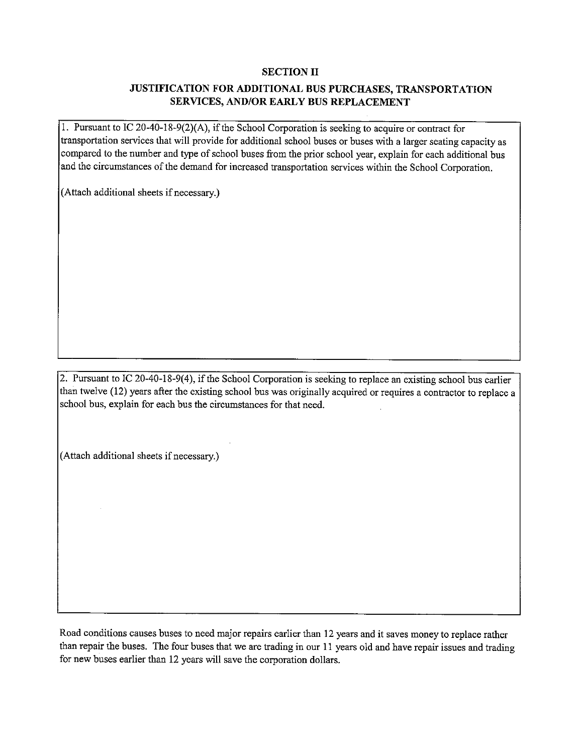## SECTION II

## JUSTIFICATION FOR ADDITIONAL BUS PURCHASES, TRANSPORTATION SERVICES, AND/OR EARLY BUS REPLACEMENT

1. Pursuant to IC 20-40-18-9(2)(A), if the School Corporation is seeking to acquire or contract for transportation services that will provide for additional school buses or buses with a larger seating capacity as compared to the number and type of school buses from the prior school year, explain for each additional bus and the circumstances of the demand for increased transportation services within the School Corporation.

(Attach additional sheets if necessary.)

2. Pursuant to IC 20-40-18-9(4), if the School Corporation is seeking to replace an existing school bus earlier than twelve (12) years after the existing school bus was originally acquired or requires a contractor to replace a school bus, explain for each bus the circumstances for that need.

(Attach additional sheets if necessary.)

Road conditions causes buses to need major repairs earlier than 12 years and it saves money to replace rather than repair the buses. The four buses that we are trading in our 11 years old and have repair issues and trading for new buses earlier than 12 years will save the corporation dollars.